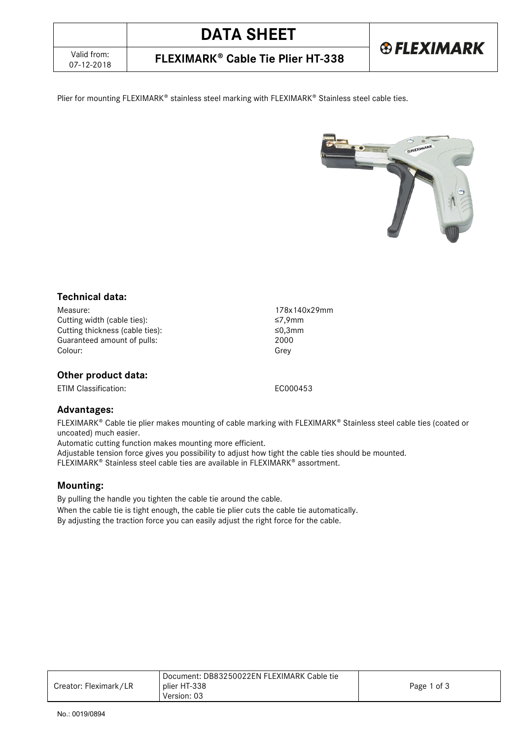# DATA SHEET

## FLEXIMARK® Cable Tie Plier HT-338

Valid from: 07-12-2018

Plier for mounting FLEXIMARK® stainless steel marking with FLEXIMARK® Stainless steel cable ties.

### Technical data:

| | |
|---|---|
| Measure: | 178x140x29mm |
| Cutting width (cable ties): | ≤7,9mm |
| Cutting thickness (cable ties): | ≤0,3mm |
| Guaranteed amount of pulls: | 2000 |
| Colour: | Grey |

### Other product data:

| | |
|---|---|
| ETIM Classification: | EC000453 |

### Advantages:

FLEXIMARK® Cable tie plier makes mounting of cable marking with FLEXIMARK® Stainless steel cable ties (coated or uncoated) much easier.
Automatic cutting function makes mounting more efficient.
Adjustable tension force gives you possibility to adjust how tight the cable ties should be mounted.
FLEXIMARK® Stainless steel cable ties are available in FLEXIMARK® assortment.

### Mounting:

By pulling the handle you tighten the cable tie around the cable.
When the cable tie is tight enough, the cable tie plier cuts the cable tie automatically.
By adjusting the traction force you can easily adjust the right force for the cable.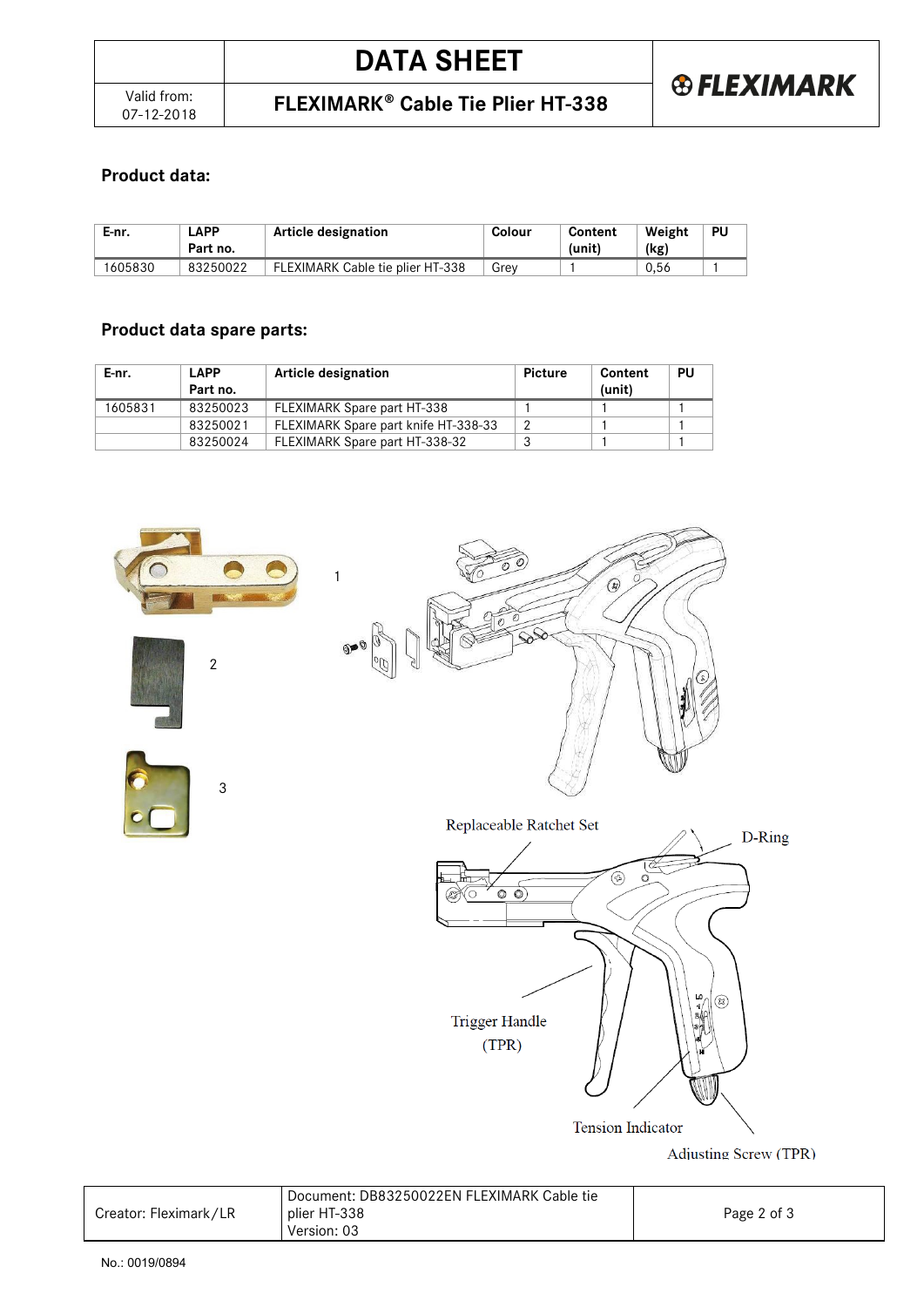# DATA SHEET

Valid from: 07-12-2018

**FLEXIMARK® Cable Tie Plier HT-338**

## Product data:

| E-nr. | LAPP Part no. | Article designation | Colour | Content (unit) | Weight (kg) | PU |
|---|---|---|---|---|---|---|
| 1605830 | 83250022 | FLEXIMARK Cable tie plier HT-338 | Grey | 1 | 0,56 | 1 |

## Product data spare parts:

| E-nr. | LAPP Part no. | Article designation | Picture | Content (unit) | PU |
|---|---|---|---|---|---|
| 1605831 | 83250023 | FLEXIMARK Spare part HT-338 | 1 | 1 | 1 |
| | 83250021 | FLEXIMARK Spare part knife HT-338-33 | 2 | 1 | 1 |
| | 83250024 | FLEXIMARK Spare part HT-338-32 | 3 | 1 | 1 |

1

2

3

Replaceable Ratchet Set

D-Ring

Trigger Handle (TPR)

Tension Indicator

Adjusting Screw (TPR)

Creator: Fleximark/LR

Document: DB83250022EN FLEXIMARK Cable tie plier HT-338
Version: 03

No.: 0019/0894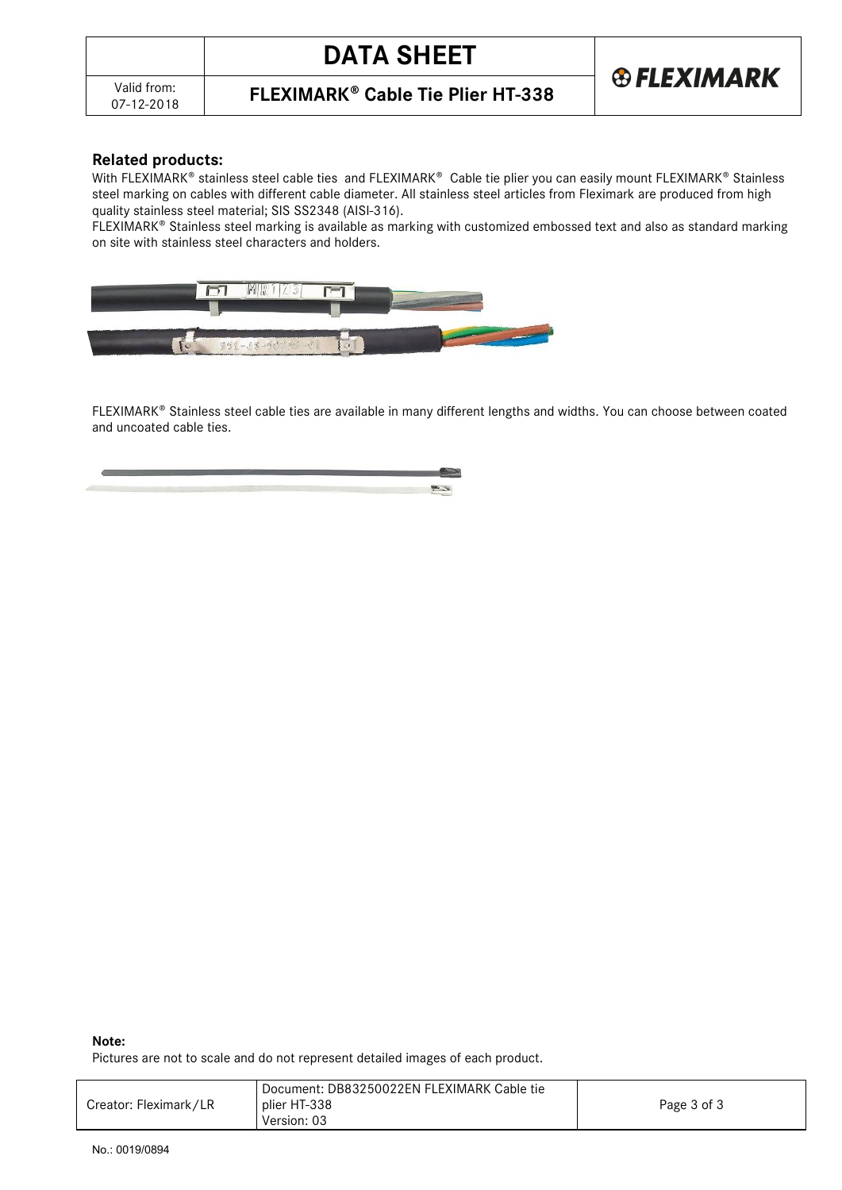**Related products:**

With FLEXIMARK® stainless steel cable ties and FLEXIMARK® Cable tie plier you can easily mount FLEXIMARK® Stainless steel marking on cables with different cable diameter. All stainless steel articles from Fleximark are produced from high quality stainless steel material; SIS SS2348 (AISI-316).

FLEXIMARK® Stainless steel marking is available as marking with customized embossed text and also as standard marking on site with stainless steel characters and holders.

FLEXIMARK® Stainless steel cable ties are available in many different lengths and widths. You can choose between coated and uncoated cable ties.

**Note:**

Pictures are not to scale and do not represent detailed images of each product.